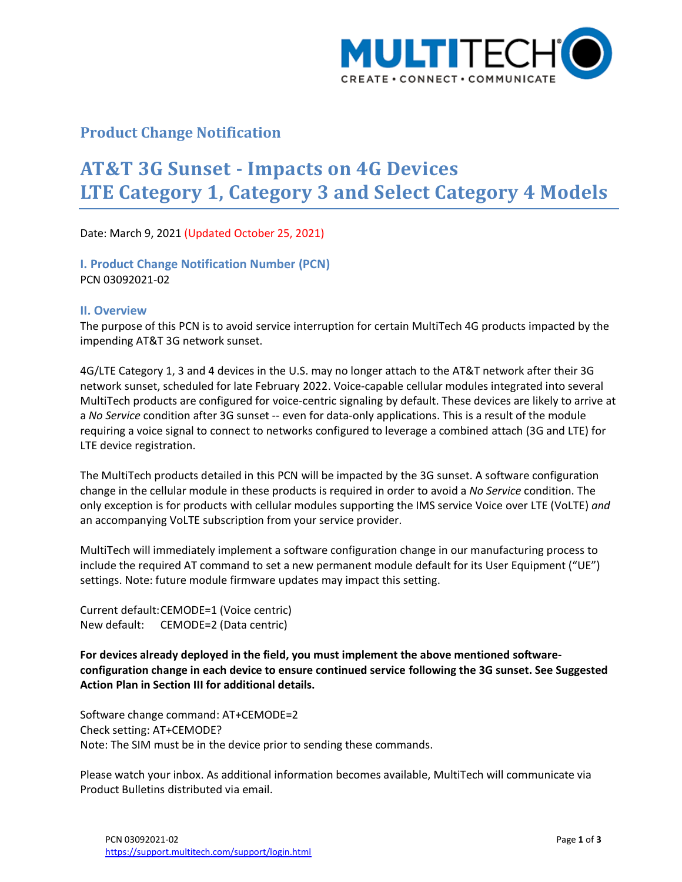**Product Change Notification**

# AT&T 3G Sunset - Impacts on 4G Devices
# LTE Category 1, Category 3 and Select Category 4 Models

Date: March 9, 2021 (Updated October 25, 2021)

## I. Product Change Notification Number (PCN)

PCN 03092021-02

## II. Overview

The purpose of this PCN is to avoid service interruption for certain MultiTech 4G products impacted by the impending AT&T 3G network sunset.

4G/LTE Category 1, 3 and 4 devices in the U.S. may no longer attach to the AT&T network after their 3G network sunset, scheduled for late February 2022. Voice-capable cellular modules integrated into several MultiTech products are configured for voice-centric signaling by default. These devices are likely to arrive at a *No Service* condition after 3G sunset -- even for data-only applications. This is a result of the module requiring a voice signal to connect to networks configured to leverage a combined attach (3G and LTE) for LTE device registration.

The MultiTech products detailed in this PCN will be impacted by the 3G sunset. A software configuration change in the cellular module in these products is required in order to avoid a *No Service* condition. The only exception is for products with cellular modules supporting the IMS service Voice over LTE (VoLTE) *and* an accompanying VoLTE subscription from your service provider.

MultiTech will immediately implement a software configuration change in our manufacturing process to include the required AT command to set a new permanent module default for its User Equipment ("UE") settings. Note: future module firmware updates may impact this setting.

Current default: CEMODE=1 (Voice centric)
New default: CEMODE=2 (Data centric)

**For devices already deployed in the field, you must implement the above mentioned software-configuration change in each device to ensure continued service following the 3G sunset. See Suggested Action Plan in Section III for additional details.**

Software change command: AT+CEMODE=2
Check setting: AT+CEMODE?
Note: The SIM must be in the device prior to sending these commands.

Please watch your inbox. As additional information becomes available, MultiTech will communicate via Product Bulletins distributed via email.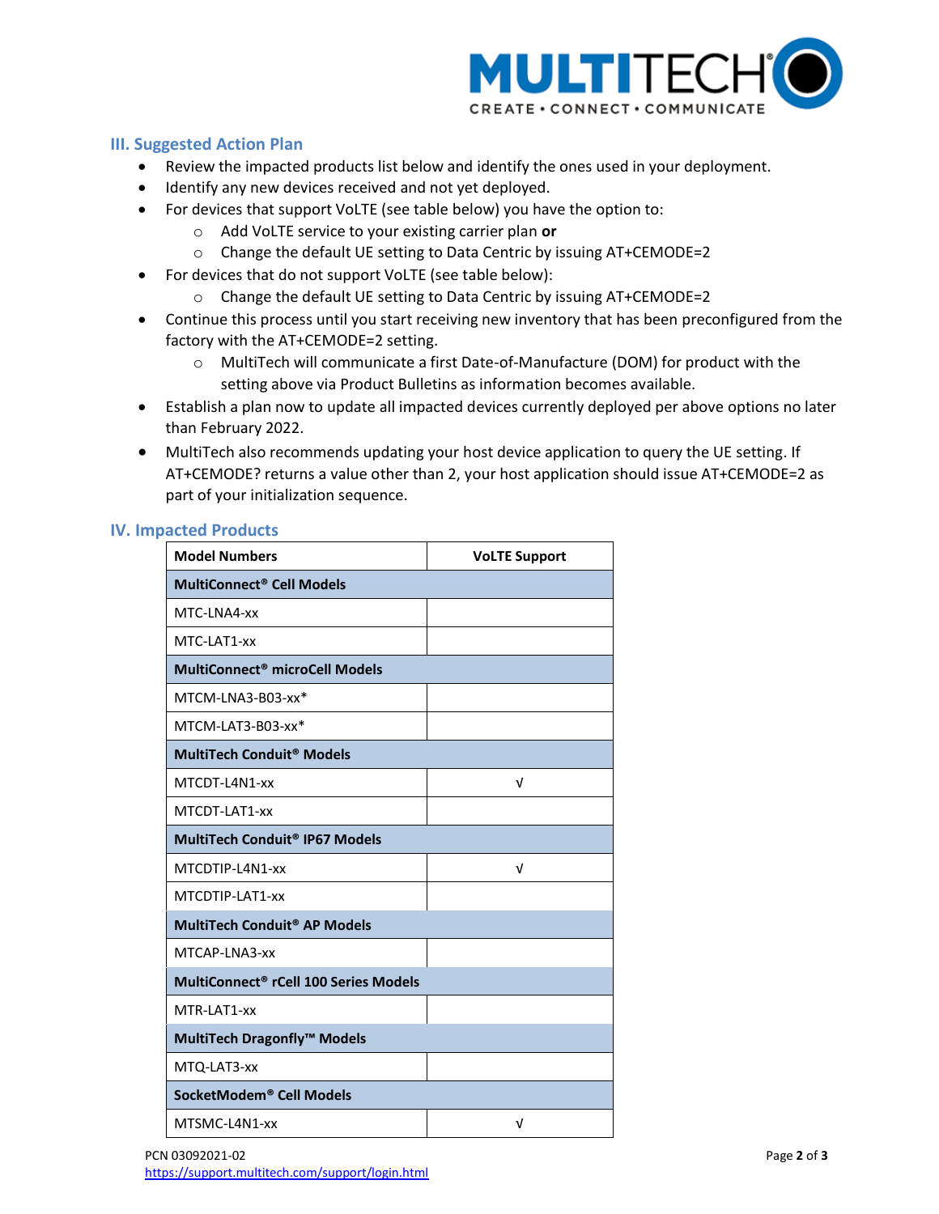## III. Suggested Action Plan

- Review the impacted products list below and identify the ones used in your deployment.
- Identify any new devices received and not yet deployed.
- For devices that support VoLTE (see table below) you have the option to:
  - Add VoLTE service to your existing carrier plan **or**
  - Change the default UE setting to Data Centric by issuing AT+CEMODE=2
- For devices that do not support VoLTE (see table below):
  - Change the default UE setting to Data Centric by issuing AT+CEMODE=2
- Continue this process until you start receiving new inventory that has been preconfigured from the factory with the AT+CEMODE=2 setting.
  - MultiTech will communicate a first Date-of-Manufacture (DOM) for product with the setting above via Product Bulletins as information becomes available.
- Establish a plan now to update all impacted devices currently deployed per above options no later than February 2022.
- MultiTech also recommends updating your host device application to query the UE setting. If AT+CEMODE? returns a value other than 2, your host application should issue AT+CEMODE=2 as part of your initialization sequence.

## IV. Impacted Products

| Model Numbers | VoLTE Support |
|---|---|
| **MultiConnect® Cell Models** | |
| MTC-LNA4-xx | |
| MTC-LAT1-xx | |
| **MultiConnect® microCell Models** | |
| MTCM-LNA3-B03-xx* | |
| MTCM-LAT3-B03-xx* | |
| **MultiTech Conduit® Models** | |
| MTCDT-L4N1-xx | √ |
| MTCDT-LAT1-xx | |
| **MultiTech Conduit® IP67 Models** | |
| MTCDTIP-L4N1-xx | √ |
| MTCDTIP-LAT1-xx | |
| **MultiTech Conduit® AP Models** | |
| MTCAP-LNA3-xx | |
| **MultiConnect® rCell 100 Series Models** | |
| MTR-LAT1-xx | |
| **MultiTech Dragonfly™ Models** | |
| MTQ-LAT3-xx | |
| **SocketModem® Cell Models** | |
| MTSMC-L4N1-xx | √ |

PCN 03092021-02
https://support.multitech.com/support/login.html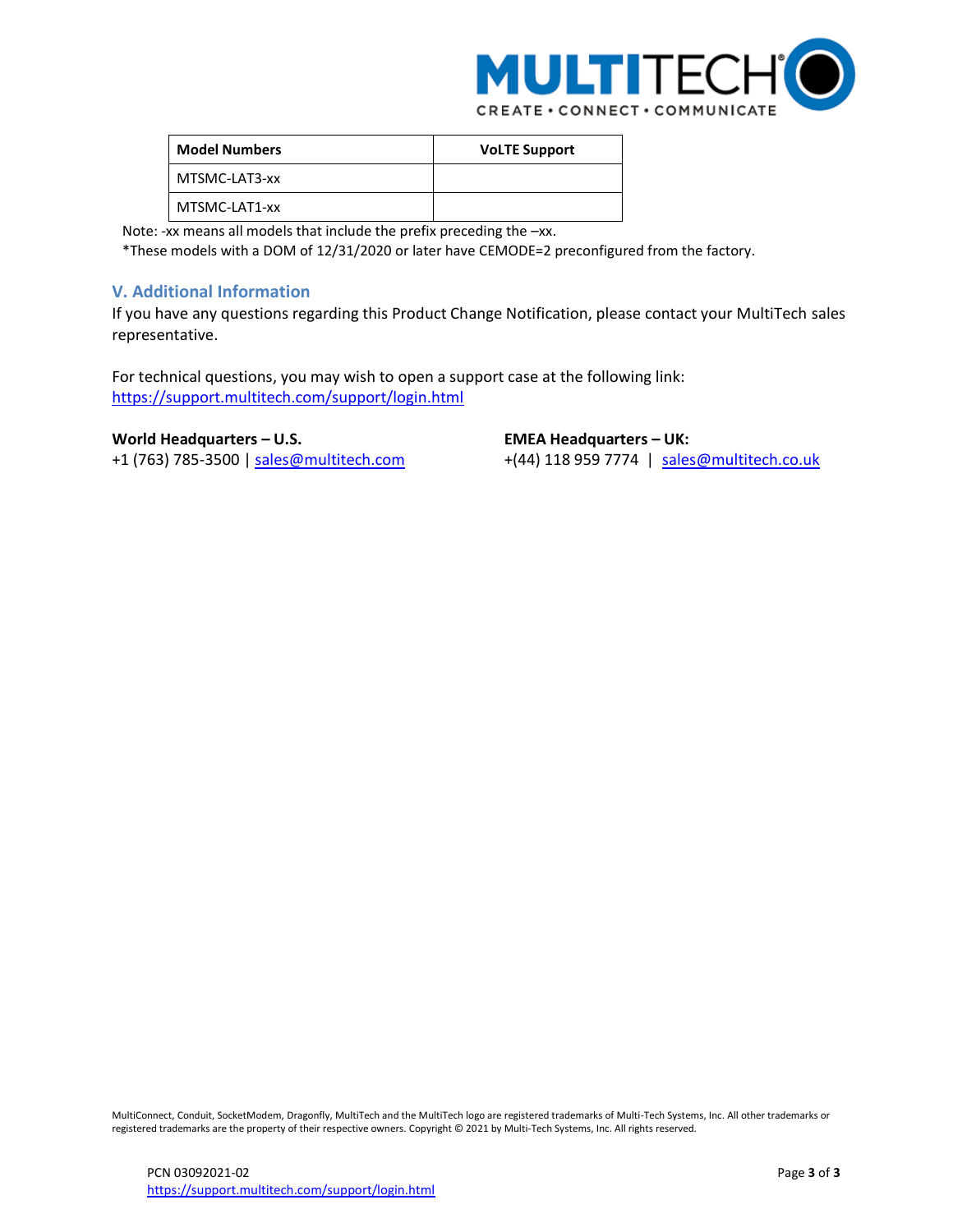| Model Numbers | VoLTE Support |
|---|---|
| MTSMC-LAT3-xx | |
| MTSMC-LAT1-xx | |

Note: -xx means all models that include the prefix preceding the –xx.

*These models with a DOM of 12/31/2020 or later have CEMODE=2 preconfigured from the factory.

## V. Additional Information

If you have any questions regarding this Product Change Notification, please contact your MultiTech sales representative.

For technical questions, you may wish to open a support case at the following link:
https://support.multitech.com/support/login.html

**World Headquarters – U.S.**
+1 (763) 785-3500 | sales@multitech.com

**EMEA Headquarters – UK:**
+(44) 118 959 7774 | sales@multitech.co.uk

MultiConnect, Conduit, SocketModem, Dragonfly, MultiTech and the MultiTech logo are registered trademarks of Multi-Tech Systems, Inc. All other trademarks or registered trademarks are the property of their respective owners. Copyright © 2021 by Multi-Tech Systems, Inc. All rights reserved.